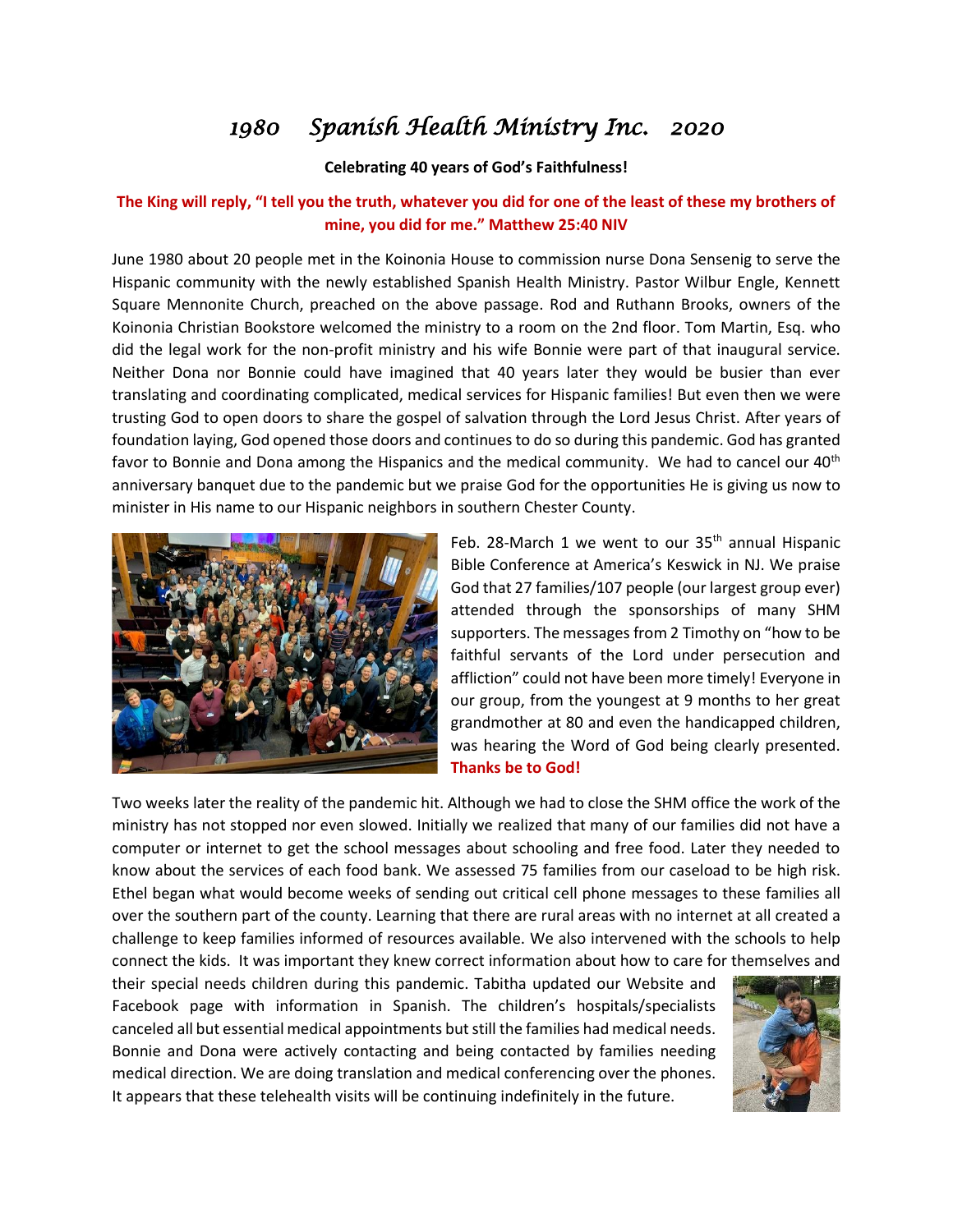# 1980 Spanish Health Ministry Inc. 2020

**Celebrating 40 years of God's Faithfulness!**

**The King will reply, "I tell you the truth, whatever you did for one of the least of these my brothers of mine, you did for me." Matthew 25:40 NIV**

June 1980 about 20 people met in the Koinonia House to commission nurse Dona Sensenig to serve the Hispanic community with the newly established Spanish Health Ministry. Pastor Wilbur Engle, Kennett Square Mennonite Church, preached on the above passage. Rod and Ruthann Brooks, owners of the Koinonia Christian Bookstore welcomed the ministry to a room on the 2nd floor. Tom Martin, Esq. who did the legal work for the non-profit ministry and his wife Bonnie were part of that inaugural service. Neither Dona nor Bonnie could have imagined that 40 years later they would be busier than ever translating and coordinating complicated, medical services for Hispanic families! But even then we were trusting God to open doors to share the gospel of salvation through the Lord Jesus Christ. After years of foundation laying, God opened those doors and continues to do so during this pandemic. God has granted favor to Bonnie and Dona among the Hispanics and the medical community. We had to cancel our 40th anniversary banquet due to the pandemic but we praise God for the opportunities He is giving us now to minister in His name to our Hispanic neighbors in southern Chester County.

Feb. 28-March 1 we went to our 35th annual Hispanic Bible Conference at America's Keswick in NJ. We praise God that 27 families/107 people (our largest group ever) attended through the sponsorships of many SHM supporters. The messages from 2 Timothy on "how to be faithful servants of the Lord under persecution and affliction" could not have been more timely! Everyone in our group, from the youngest at 9 months to her great grandmother at 80 and even the handicapped children, was hearing the Word of God being clearly presented. **Thanks be to God!**

Two weeks later the reality of the pandemic hit. Although we had to close the SHM office the work of the ministry has not stopped nor even slowed. Initially we realized that many of our families did not have a computer or internet to get the school messages about schooling and free food. Later they needed to know about the services of each food bank. We assessed 75 families from our caseload to be high risk. Ethel began what would become weeks of sending out critical cell phone messages to these families all over the southern part of the county. Learning that there are rural areas with no internet at all created a challenge to keep families informed of resources available. We also intervened with the schools to help connect the kids. It was important they knew correct information about how to care for themselves and their special needs children during this pandemic. Tabitha updated our Website and Facebook page with information in Spanish. The children's hospitals/specialists canceled all but essential medical appointments but still the families had medical needs. Bonnie and Dona were actively contacting and being contacted by families needing medical direction. We are doing translation and medical conferencing over the phones. It appears that these telehealth visits will be continuing indefinitely in the future.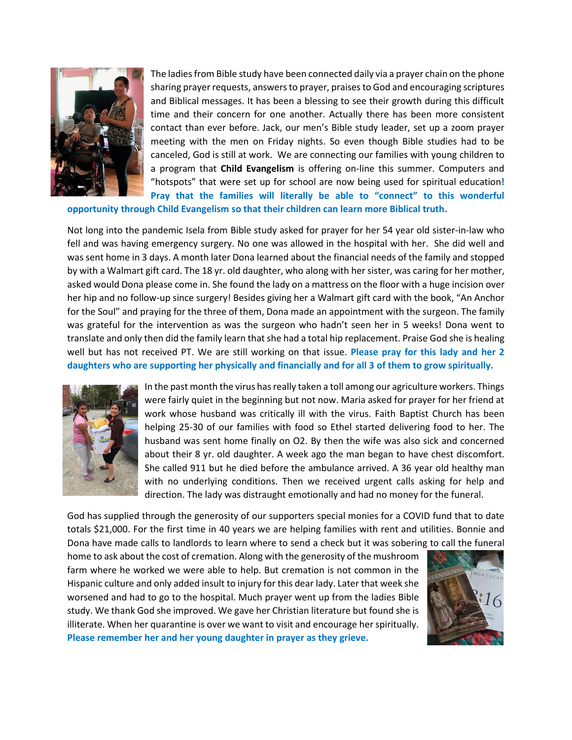The ladies from Bible study have been connected daily via a prayer chain on the phone sharing prayer requests, answers to prayer, praises to God and encouraging scriptures and Biblical messages. It has been a blessing to see their growth during this difficult time and their concern for one another. Actually there has been more consistent contact than ever before. Jack, our men's Bible study leader, set up a zoom prayer meeting with the men on Friday nights. So even though Bible studies had to be canceled, God is still at work. We are connecting our families with young children to a program that **Child Evangelism** is offering on-line this summer. Computers and "hotspots" that were set up for school are now being used for spiritual education**! Pray that the families will literally be able to "connect" to this wonderful opportunity through Child Evangelism so that their children can learn more Biblical truth.**

Not long into the pandemic Isela from Bible study asked for prayer for her 54 year old sister-in-law who fell and was having emergency surgery. No one was allowed in the hospital with her. She did well and was sent home in 3 days. A month later Dona learned about the financial needs of the family and stopped by with a Walmart gift card. The 18 yr. old daughter, who along with her sister, was caring for her mother, asked would Dona please come in. She found the lady on a mattress on the floor with a huge incision over her hip and no follow-up since surgery! Besides giving her a Walmart gift card with the book, "An Anchor for the Soul" and praying for the three of them, Dona made an appointment with the surgeon. The family was grateful for the intervention as was the surgeon who hadn't seen her in 5 weeks! Dona went to translate and only then did the family learn that she had a total hip replacement. Praise God she is healing well but has not received PT. We are still working on that issue. **Please pray for this lady and her 2 daughters who are supporting her physically and financially and for all 3 of them to grow spiritually.**

In the past month the virus has really taken a toll among our agriculture workers. Things were fairly quiet in the beginning but not now. Maria asked for prayer for her friend at work whose husband was critically ill with the virus. Faith Baptist Church has been helping 25-30 of our families with food so Ethel started delivering food to her. The husband was sent home finally on O2. By then the wife was also sick and concerned about their 8 yr. old daughter. A week ago the man began to have chest discomfort. She called 911 but he died before the ambulance arrived. A 36 year old healthy man with no underlying conditions. Then we received urgent calls asking for help and direction. The lady was distraught emotionally and had no money for the funeral.

God has supplied through the generosity of our supporters special monies for a COVID fund that to date totals $21,000. For the first time in 40 years we are helping families with rent and utilities. Bonnie and Dona have made calls to landlords to learn where to send a check but it was sobering to call the funeral home to ask about the cost of cremation. Along with the generosity of the mushroom farm where he worked we were able to help. But cremation is not common in the Hispanic culture and only added insult to injury for this dear lady. Later that week she worsened and had to go to the hospital. Much prayer went up from the ladies Bible study. We thank God she improved. We gave her Christian literature but found she is illiterate. When her quarantine is over we want to visit and encourage her spiritually. **Please remember her and her young daughter in prayer as they grieve.**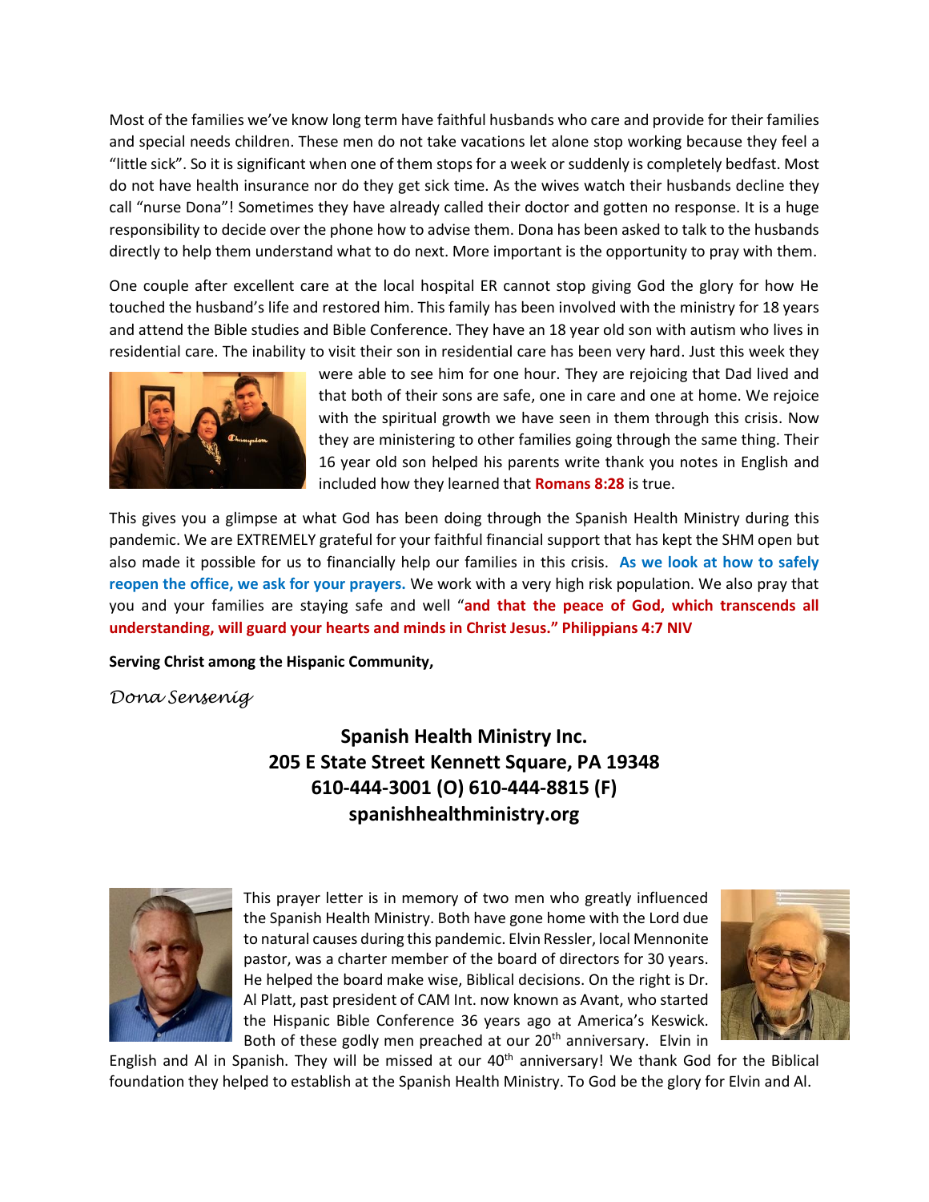Most of the families we've know long term have faithful husbands who care and provide for their families and special needs children. These men do not take vacations let alone stop working because they feel a "little sick". So it is significant when one of them stops for a week or suddenly is completely bedfast. Most do not have health insurance nor do they get sick time. As the wives watch their husbands decline they call "nurse Dona"! Sometimes they have already called their doctor and gotten no response. It is a huge responsibility to decide over the phone how to advise them. Dona has been asked to talk to the husbands directly to help them understand what to do next. More important is the opportunity to pray with them.

One couple after excellent care at the local hospital ER cannot stop giving God the glory for how He touched the husband's life and restored him. This family has been involved with the ministry for 18 years and attend the Bible studies and Bible Conference. They have an 18 year old son with autism who lives in residential care. The inability to visit their son in residential care has been very hard. Just this week they were able to see him for one hour. They are rejoicing that Dad lived and that both of their sons are safe, one in care and one at home. We rejoice with the spiritual growth we have seen in them through this crisis. Now they are ministering to other families going through the same thing. Their 16 year old son helped his parents write thank you notes in English and included how they learned that **Romans 8:28** is true.

This gives you a glimpse at what God has been doing through the Spanish Health Ministry during this pandemic. We are EXTREMELY grateful for your faithful financial support that has kept the SHM open but also made it possible for us to financially help our families in this crisis. **As we look at how to safely reopen the office, we ask for your prayers.** We work with a very high risk population. We also pray that you and your families are staying safe and well "**and that the peace of God, which transcends all understanding, will guard your hearts and minds in Christ Jesus." Philippians 4:7 NIV**

**Serving Christ among the Hispanic Community,**

*Dona Sensenig*

**Spanish Health Ministry Inc.**
**205 E State Street Kennett Square, PA 19348**
**610-444-3001 (O) 610-444-8815 (F)**
**spanishhealthministry.org**

This prayer letter is in memory of two men who greatly influenced the Spanish Health Ministry. Both have gone home with the Lord due to natural causes during this pandemic. Elvin Ressler, local Mennonite pastor, was a charter member of the board of directors for 30 years. He helped the board make wise, Biblical decisions. On the right is Dr. Al Platt, past president of CAM Int. now known as Avant, who started the Hispanic Bible Conference 36 years ago at America's Keswick. Both of these godly men preached at our 20th anniversary. Elvin in English and Al in Spanish. They will be missed at our 40th anniversary! We thank God for the Biblical foundation they helped to establish at the Spanish Health Ministry. To God be the glory for Elvin and Al.